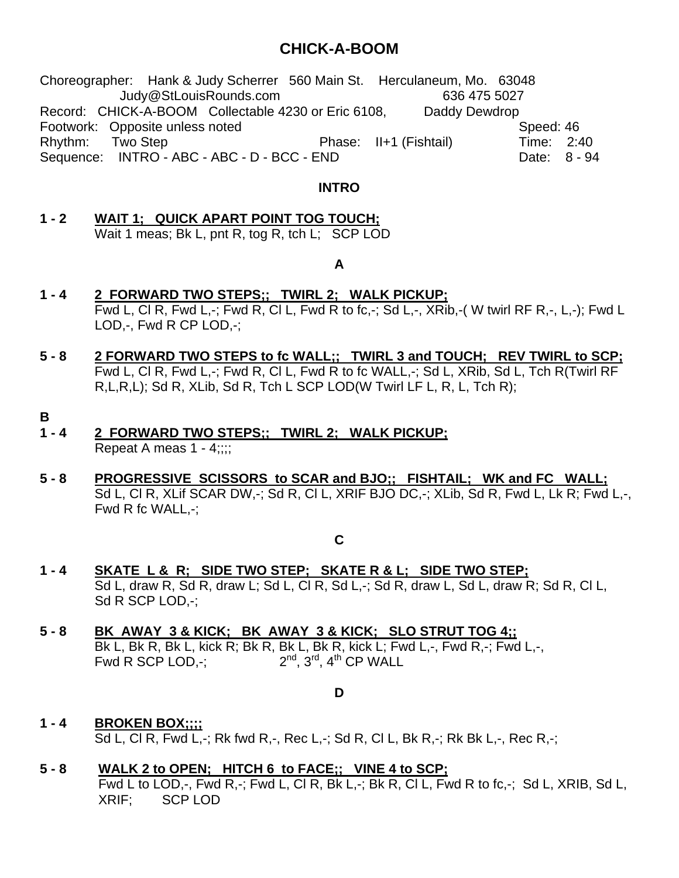# CHICK-A-BOOM

Choreographer: Hank & Judy Scherrer 560 Main St. Herculaneum, Mo. 63048
Judy@StLouisRounds.com 636 475 5027
Record: CHICK-A-BOOM Collectable 4230 or Eric 6108, Daddy Dewdrop
Footwork: Opposite unless noted Speed: 46
Rhythm: Two Step Phase: II+1 (Fishtail) Time: 2:40
Sequence: INTRO - ABC - ABC - D - BCC - END Date: 8 - 94

## INTRO

**1 - 2 WAIT 1; QUICK APART POINT TOG TOUCH;**
Wait 1 meas; Bk L, pnt R, tog R, tch L; SCP LOD

## A

**1 - 4 2 FORWARD TWO STEPS;; TWIRL 2; WALK PICKUP;**
Fwd L, Cl R, Fwd L,-; Fwd R, Cl L, Fwd R to fc,-; Sd L,-, XRib,-( W twirl RF R,-, L,-); Fwd L LOD,-, Fwd R CP LOD,-;

**5 - 8 2 FORWARD TWO STEPS to fc WALL;; TWIRL 3 and TOUCH; REV TWIRL to SCP;**
Fwd L, Cl R, Fwd L,-; Fwd R, Cl L, Fwd R to fc WALL,-; Sd L, XRib, Sd L, Tch R(Twirl RF R,L,R,L); Sd R, XLib, Sd R, Tch L SCP LOD(W Twirl LF L, R, L, Tch R);

## B

**1 - 4 2 FORWARD TWO STEPS;; TWIRL 2; WALK PICKUP;**
Repeat A meas 1 - 4;;;;

**5 - 8 PROGRESSIVE SCISSORS to SCAR and BJO;; FISHTAIL; WK and FC WALL;**
Sd L, Cl R, XLif SCAR DW,-; Sd R, Cl L, XRIF BJO DC,-; XLib, Sd R, Fwd L, Lk R; Fwd L,-, Fwd R fc WALL,-;

## C

**1 - 4 SKATE L & R; SIDE TWO STEP; SKATE R & L; SIDE TWO STEP;**
Sd L, draw R, Sd R, draw L; Sd L, Cl R, Sd L,-; Sd R, draw L, Sd L, draw R; Sd R, Cl L, Sd R SCP LOD,-;

**5 - 8 BK AWAY 3 & KICK; BK AWAY 3 & KICK; SLO STRUT TOG 4;;**
Bk L, Bk R, Bk L, kick R; Bk R, Bk L, Bk R, kick L; Fwd L,-, Fwd R,-; Fwd L,-, Fwd R SCP LOD,-; 2nd, 3rd, 4th CP WALL

## D

**1 - 4 BROKEN BOX;;;;**
Sd L, Cl R, Fwd L,-; Rk fwd R,-, Rec L,-; Sd R, Cl L, Bk R,-; Rk Bk L,-, Rec R,-;

**5 - 8 WALK 2 to OPEN; HITCH 6 to FACE;; VINE 4 to SCP;**
Fwd L to LOD,-, Fwd R,-; Fwd L, Cl R, Bk L,-; Bk R, Cl L, Fwd R to fc,-; Sd L, XRIB, Sd L, XRIF; SCP LOD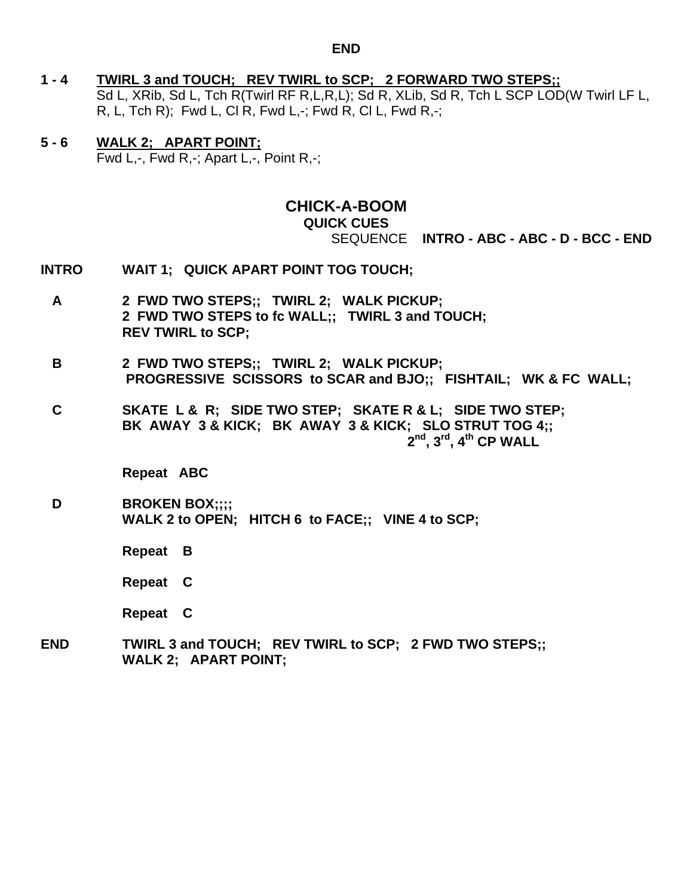## END

**1 - 4** **TWIRL 3 and TOUCH; REV TWIRL to SCP; 2 FORWARD TWO STEPS;;**
Sd L, XRib, Sd L, Tch R(Twirl RF R,L,R,L); Sd R, XLib, Sd R, Tch L SCP LOD(W Twirl LF L, R, L, Tch R); Fwd L, Cl R, Fwd L,-; Fwd R, Cl L, Fwd R,-;

**5 - 6** **WALK 2; APART POINT;**
Fwd L,-, Fwd R,-; Apart L,-, Point R,-;

# CHICK-A-BOOM

### QUICK CUES

SEQUENCE **INTRO - ABC - ABC - D - BCC - END**

**INTRO** **WAIT 1; QUICK APART POINT TOG TOUCH;**

**A** **2 FWD TWO STEPS;; TWIRL 2; WALK PICKUP;**
**2 FWD TWO STEPS to fc WALL;; TWIRL 3 and TOUCH;**
**REV TWIRL to SCP;**

**B** **2 FWD TWO STEPS;; TWIRL 2; WALK PICKUP;**
**PROGRESSIVE SCISSORS to SCAR and BJO;; FISHTAIL; WK & FC WALL;**

**C** **SKATE L & R; SIDE TWO STEP; SKATE R & L; SIDE TWO STEP;**
**BK AWAY 3 & KICK; BK AWAY 3 & KICK; SLO STRUT TOG 4;;**
**2nd, 3rd, 4th CP WALL**

**Repeat ABC**

**D** **BROKEN BOX;;;;**
**WALK 2 to OPEN; HITCH 6 to FACE;; VINE 4 to SCP;**

**Repeat B**

**Repeat C**

**Repeat C**

**END** **TWIRL 3 and TOUCH; REV TWIRL to SCP; 2 FWD TWO STEPS;;**
**WALK 2; APART POINT;**